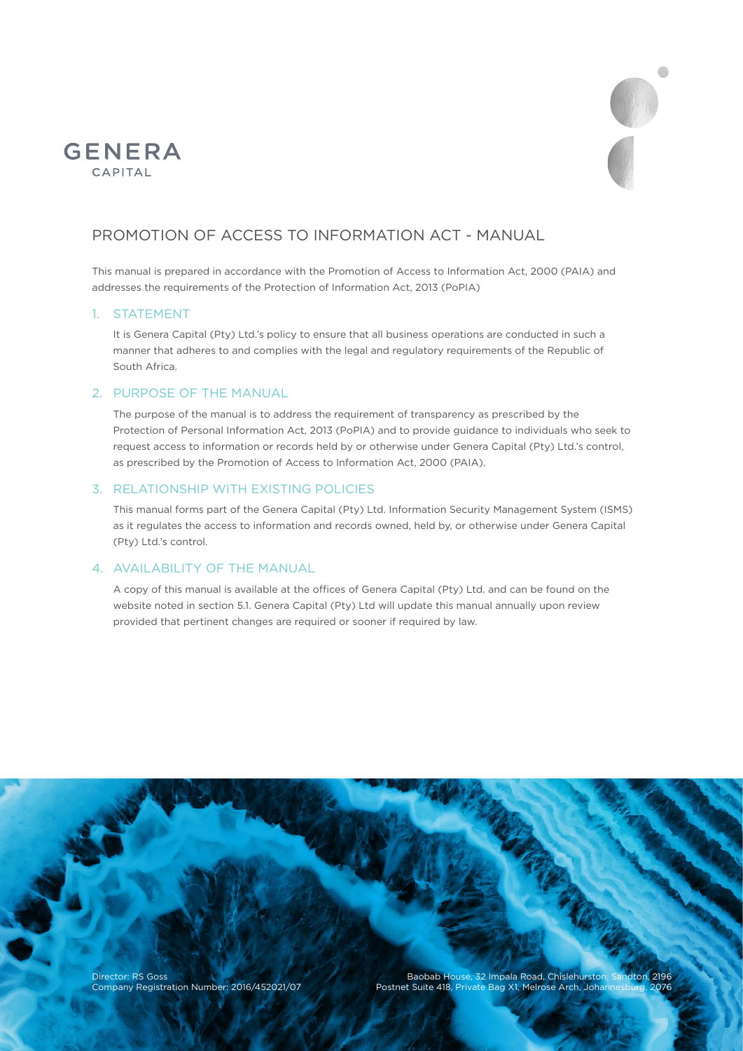GENERA
CAPITAL

# PROMOTION OF ACCESS TO INFORMATION ACT - MANUAL

This manual is prepared in accordance with the Promotion of Access to Information Act, 2000 (PAIA) and addresses the requirements of the Protection of Information Act, 2013 (PoPIA)

## 1. STATEMENT

It is Genera Capital (Pty) Ltd.'s policy to ensure that all business operations are conducted in such a manner that adheres to and complies with the legal and regulatory requirements of the Republic of South Africa.

## 2. PURPOSE OF THE MANUAL

The purpose of the manual is to address the requirement of transparency as prescribed by the Protection of Personal Information Act, 2013 (PoPIA) and to provide guidance to individuals who seek to request access to information or records held by or otherwise under Genera Capital (Pty) Ltd.'s control, as prescribed by the Promotion of Access to Information Act, 2000 (PAIA).

## 3. RELATIONSHIP WITH EXISTING POLICIES

This manual forms part of the Genera Capital (Pty) Ltd. Information Security Management System (ISMS) as it regulates the access to information and records owned, held by, or otherwise under Genera Capital (Pty) Ltd.'s control.

## 4. AVAILABILITY OF THE MANUAL

A copy of this manual is available at the offices of Genera Capital (Pty) Ltd. and can be found on the website noted in section 5.1. Genera Capital (Pty) Ltd will update this manual annually upon review provided that pertinent changes are required or sooner if required by law.

Director: RS Goss
Company Registration Number: 2016/452021/07

Baobab House, 32 Impala Road, Chislehurston, Sandton, 2196
Postnet Suite 418, Private Bag X1, Melrose Arch, Johannesburg, 2076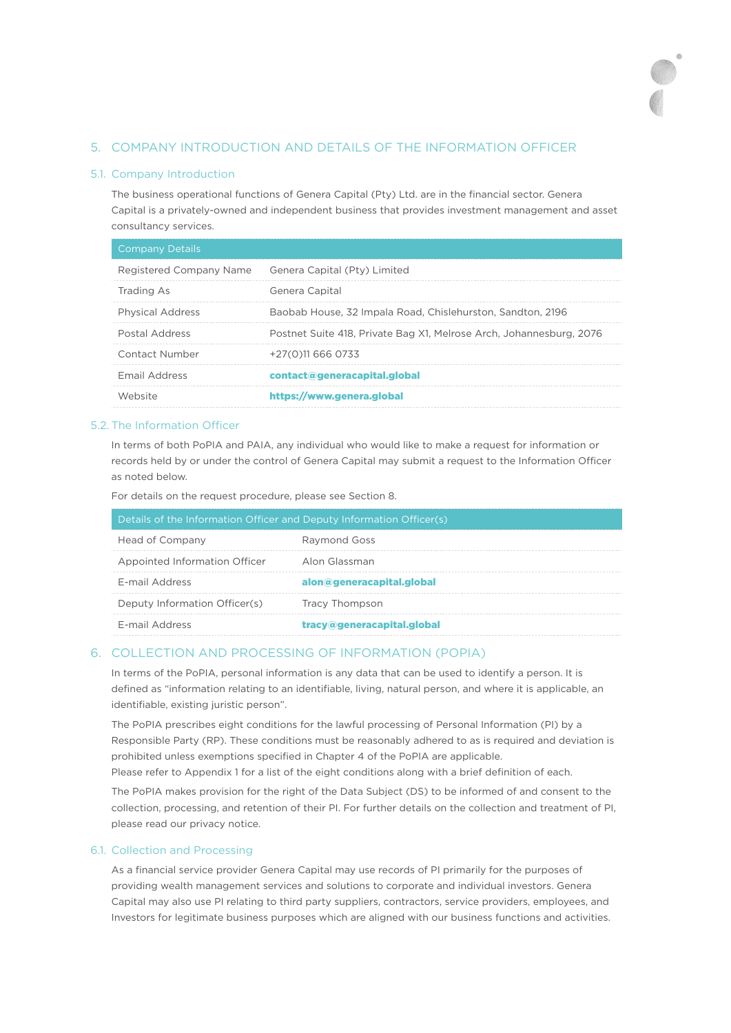## 5. COMPANY INTRODUCTION AND DETAILS OF THE INFORMATION OFFICER

### 5.1. Company Introduction

The business operational functions of Genera Capital (Pty) Ltd. are in the financial sector. Genera Capital is a privately-owned and independent business that provides investment management and asset consultancy services.

| Company Details | |
|---|---|
| Registered Company Name | Genera Capital (Pty) Limited |
| Trading As | Genera Capital |
| Physical Address | Baobab House, 32 Impala Road, Chislehurston, Sandton, 2196 |
| Postal Address | Postnet Suite 418, Private Bag X1, Melrose Arch, Johannesburg, 2076 |
| Contact Number | +27(0)11 666 0733 |
| Email Address | **contact@generacapital.global** |
| Website | **https://www.genera.global** |

### 5.2. The Information Officer

In terms of both PoPIA and PAIA, any individual who would like to make a request for information or records held by or under the control of Genera Capital may submit a request to the Information Officer as noted below.

For details on the request procedure, please see Section 8.

| Details of the Information Officer and Deputy Information Officer(s) | |
|---|---|
| Head of Company | Raymond Goss |
| Appointed Information Officer | Alon Glassman |
| E-mail Address | **alon@generacapital.global** |
| Deputy Information Officer(s) | Tracy Thompson |
| E-mail Address | **tracy@generacapital.global** |

## 6. COLLECTION AND PROCESSING OF INFORMATION (POPIA)

In terms of the PoPIA, personal information is any data that can be used to identify a person. It is defined as "information relating to an identifiable, living, natural person, and where it is applicable, an identifiable, existing juristic person".

The PoPIA prescribes eight conditions for the lawful processing of Personal Information (PI) by a Responsible Party (RP). These conditions must be reasonably adhered to as is required and deviation is prohibited unless exemptions specified in Chapter 4 of the PoPIA are applicable.
Please refer to Appendix 1 for a list of the eight conditions along with a brief definition of each.

The PoPIA makes provision for the right of the Data Subject (DS) to be informed of and consent to the collection, processing, and retention of their PI. For further details on the collection and treatment of PI, please read our privacy notice.

### 6.1. Collection and Processing

As a financial service provider Genera Capital may use records of PI primarily for the purposes of providing wealth management services and solutions to corporate and individual investors. Genera Capital may also use PI relating to third party suppliers, contractors, service providers, employees, and Investors for legitimate business purposes which are aligned with our business functions and activities.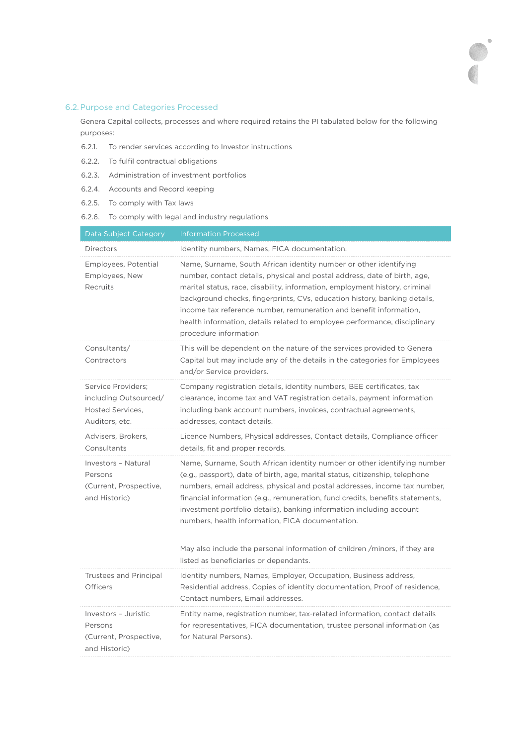### 6.2. Purpose and Categories Processed

Genera Capital collects, processes and where required retains the PI tabulated below for the following purposes:

6.2.1. To render services according to Investor instructions

6.2.2. To fulfil contractual obligations

6.2.3. Administration of investment portfolios

6.2.4. Accounts and Record keeping

6.2.5. To comply with Tax laws

6.2.6. To comply with legal and industry regulations

| Data Subject Category | Information Processed |
|---|---|
| Directors | Identity numbers, Names, FICA documentation. |
| Employees, Potential Employees, New Recruits | Name, Surname, South African identity number or other identifying number, contact details, physical and postal address, date of birth, age, marital status, race, disability, information, employment history, criminal background checks, fingerprints, CVs, education history, banking details, income tax reference number, remuneration and benefit information, health information, details related to employee performance, disciplinary procedure information |
| Consultants/ Contractors | This will be dependent on the nature of the services provided to Genera Capital but may include any of the details in the categories for Employees and/or Service providers. |
| Service Providers; including Outsourced/ Hosted Services, Auditors, etc. | Company registration details, identity numbers, BEE certificates, tax clearance, income tax and VAT registration details, payment information including bank account numbers, invoices, contractual agreements, addresses, contact details. |
| Advisers, Brokers, Consultants | Licence Numbers, Physical addresses, Contact details, Compliance officer details, fit and proper records. |
| Investors – Natural Persons (Current, Prospective, and Historic) | Name, Surname, South African identity number or other identifying number (e.g., passport), date of birth, age, marital status, citizenship, telephone numbers, email address, physical and postal addresses, income tax number, financial information (e.g., remuneration, fund credits, benefits statements, investment portfolio details), banking information including account numbers, health information, FICA documentation.<br><br>May also include the personal information of children /minors, if they are listed as beneficiaries or dependants. |
| Trustees and Principal Officers | Identity numbers, Names, Employer, Occupation, Business address, Residential address, Copies of identity documentation, Proof of residence, Contact numbers, Email addresses. |
| Investors – Juristic Persons (Current, Prospective, and Historic) | Entity name, registration number, tax-related information, contact details for representatives, FICA documentation, trustee personal information (as for Natural Persons). |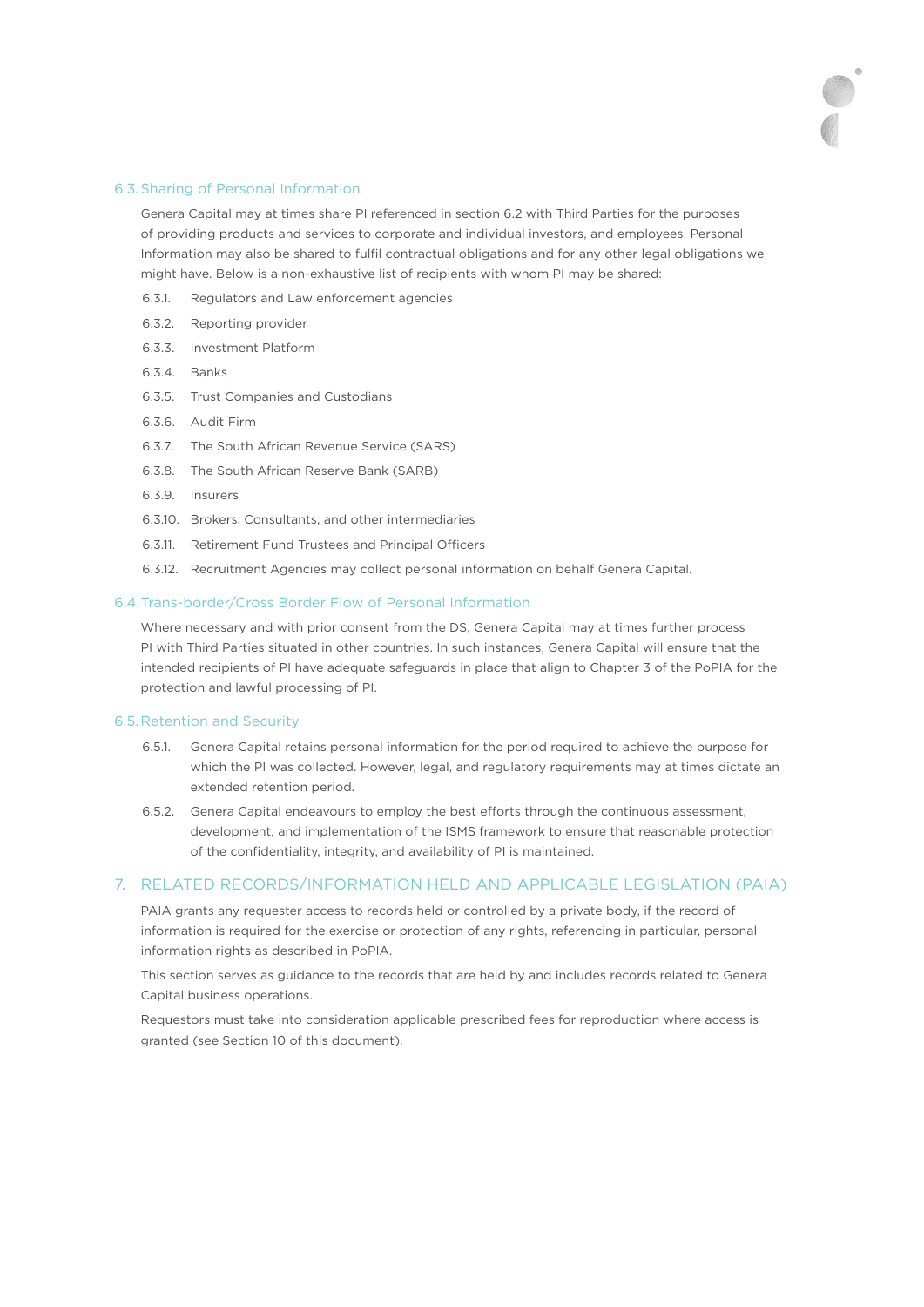### 6.3. Sharing of Personal Information

Genera Capital may at times share PI referenced in section 6.2 with Third Parties for the purposes of providing products and services to corporate and individual investors, and employees. Personal Information may also be shared to fulfil contractual obligations and for any other legal obligations we might have. Below is a non-exhaustive list of recipients with whom PI may be shared:

- 6.3.1. Regulators and Law enforcement agencies
- 6.3.2. Reporting provider
- 6.3.3. Investment Platform
- 6.3.4. Banks
- 6.3.5. Trust Companies and Custodians
- 6.3.6. Audit Firm
- 6.3.7. The South African Revenue Service (SARS)
- 6.3.8. The South African Reserve Bank (SARB)
- 6.3.9. Insurers
- 6.3.10. Brokers, Consultants, and other intermediaries
- 6.3.11. Retirement Fund Trustees and Principal Officers
- 6.3.12. Recruitment Agencies may collect personal information on behalf Genera Capital.

### 6.4. Trans-border/Cross Border Flow of Personal Information

Where necessary and with prior consent from the DS, Genera Capital may at times further process PI with Third Parties situated in other countries. In such instances, Genera Capital will ensure that the intended recipients of PI have adequate safeguards in place that align to Chapter 3 of the PoPIA for the protection and lawful processing of PI.

### 6.5. Retention and Security

- 6.5.1. Genera Capital retains personal information for the period required to achieve the purpose for which the PI was collected. However, legal, and regulatory requirements may at times dictate an extended retention period.
- 6.5.2. Genera Capital endeavours to employ the best efforts through the continuous assessment, development, and implementation of the ISMS framework to ensure that reasonable protection of the confidentiality, integrity, and availability of PI is maintained.

## 7. RELATED RECORDS/INFORMATION HELD AND APPLICABLE LEGISLATION (PAIA)

PAIA grants any requester access to records held or controlled by a private body, if the record of information is required for the exercise or protection of any rights, referencing in particular, personal information rights as described in PoPIA.

This section serves as guidance to the records that are held by and includes records related to Genera Capital business operations.

Requestors must take into consideration applicable prescribed fees for reproduction where access is granted (see Section 10 of this document).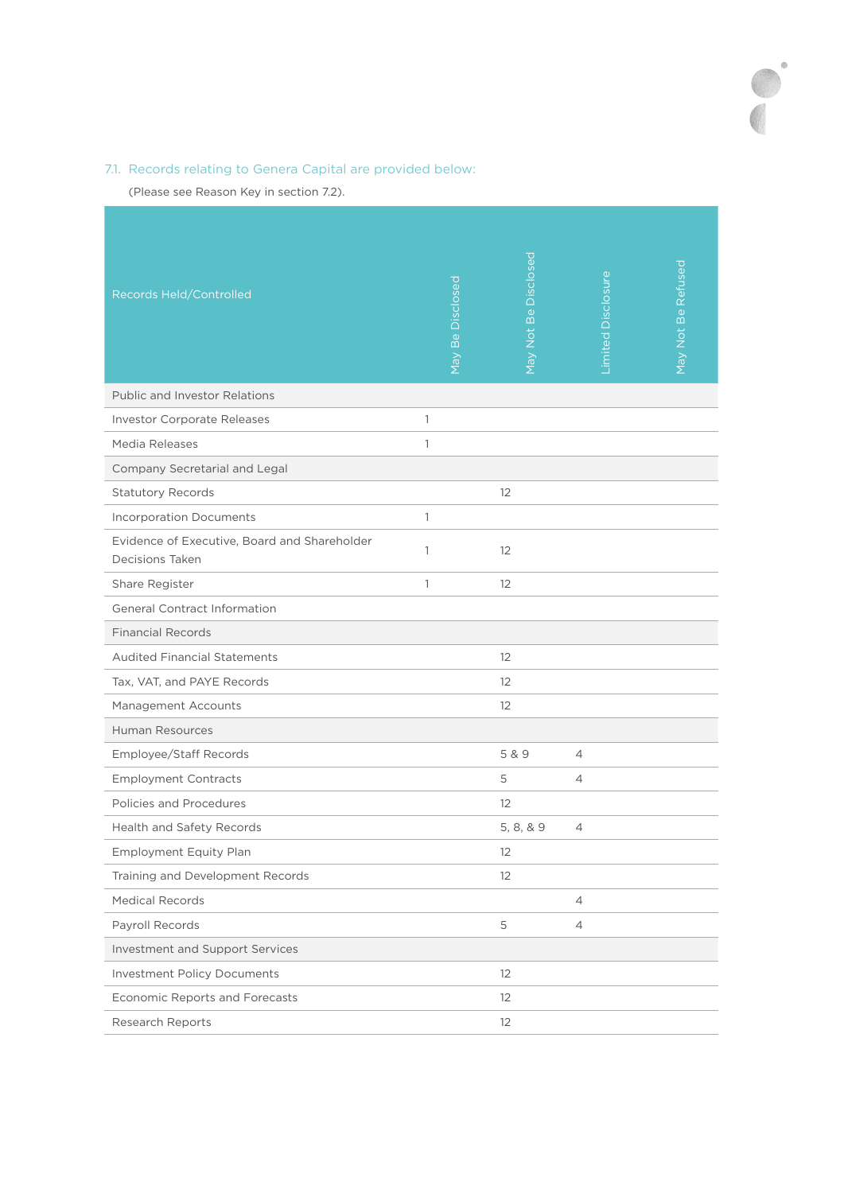## 7.1. Records relating to Genera Capital are provided below:

(Please see Reason Key in section 7.2).

| Records Held/Controlled | May Be Disclosed | May Not Be Disclosed | Limited Disclosure | May Not Be Refused |
|---|---|---|---|---|
| Public and Investor Relations | | | | |
| Investor Corporate Releases | 1 | | | |
| Media Releases | 1 | | | |
| Company Secretarial and Legal | | | | |
| Statutory Records | | 12 | | |
| Incorporation Documents | 1 | | | |
| Evidence of Executive, Board and Shareholder Decisions Taken | 1 | 12 | | |
| Share Register | 1 | 12 | | |
| General Contract Information | | | | |
| Financial Records | | | | |
| Audited Financial Statements | | 12 | | |
| Tax, VAT, and PAYE Records | | 12 | | |
| Management Accounts | | 12 | | |
| Human Resources | | | | |
| Employee/Staff Records | | 5 & 9 | 4 | |
| Employment Contracts | | 5 | 4 | |
| Policies and Procedures | | 12 | | |
| Health and Safety Records | | 5, 8, & 9 | 4 | |
| Employment Equity Plan | | 12 | | |
| Training and Development Records | | 12 | | |
| Medical Records | | | 4 | |
| Payroll Records | | 5 | 4 | |
| Investment and Support Services | | | | |
| Investment Policy Documents | | 12 | | |
| Economic Reports and Forecasts | | 12 | | |
| Research Reports | | 12 | | |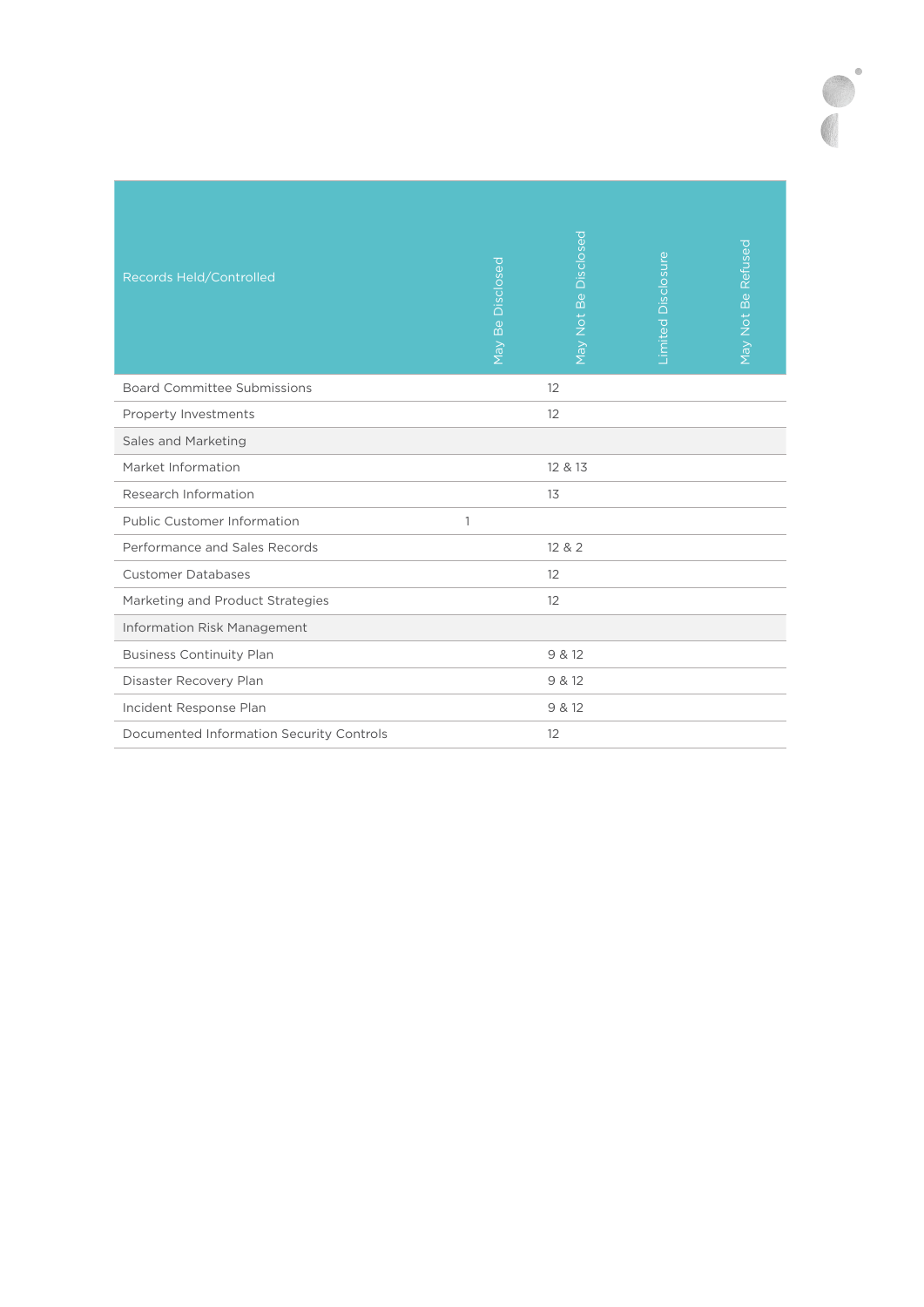| Records Held/Controlled | May Be Disclosed | May Not Be Disclosed | Limited Disclosure | May Not Be Refused |
|---|---|---|---|---|
| Board Committee Submissions | | 12 | | |
| Property Investments | | 12 | | |
| Sales and Marketing | | | | |
| Market Information | | 12 & 13 | | |
| Research Information | | 13 | | |
| Public Customer Information | 1 | | | |
| Performance and Sales Records | | 12 & 2 | | |
| Customer Databases | | 12 | | |
| Marketing and Product Strategies | | 12 | | |
| Information Risk Management | | | | |
| Business Continuity Plan | | 9 & 12 | | |
| Disaster Recovery Plan | | 9 & 12 | | |
| Incident Response Plan | | 9 & 12 | | |
| Documented Information Security Controls | | 12 | | |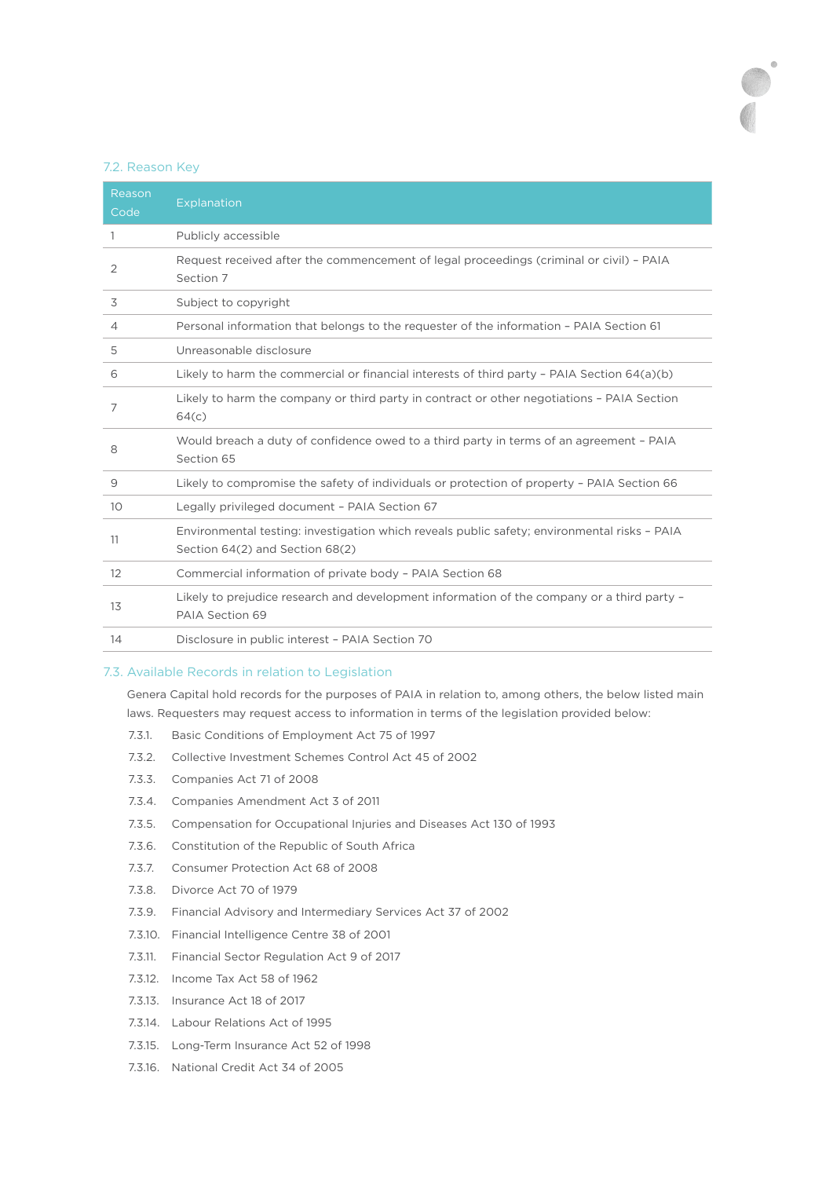## 7.2. Reason Key

| Reason Code | Explanation |
|---|---|
| 1 | Publicly accessible |
| 2 | Request received after the commencement of legal proceedings (criminal or civil) – PAIA Section 7 |
| 3 | Subject to copyright |
| 4 | Personal information that belongs to the requester of the information – PAIA Section 61 |
| 5 | Unreasonable disclosure |
| 6 | Likely to harm the commercial or financial interests of third party – PAIA Section 64(a)(b) |
| 7 | Likely to harm the company or third party in contract or other negotiations – PAIA Section 64(c) |
| 8 | Would breach a duty of confidence owed to a third party in terms of an agreement – PAIA Section 65 |
| 9 | Likely to compromise the safety of individuals or protection of property – PAIA Section 66 |
| 10 | Legally privileged document – PAIA Section 67 |
| 11 | Environmental testing: investigation which reveals public safety; environmental risks – PAIA Section 64(2) and Section 68(2) |
| 12 | Commercial information of private body – PAIA Section 68 |
| 13 | Likely to prejudice research and development information of the company or a third party – PAIA Section 69 |
| 14 | Disclosure in public interest – PAIA Section 70 |

## 7.3. Available Records in relation to Legislation

Genera Capital hold records for the purposes of PAIA in relation to, among others, the below listed main laws. Requesters may request access to information in terms of the legislation provided below:

- 7.3.1. Basic Conditions of Employment Act 75 of 1997
- 7.3.2. Collective Investment Schemes Control Act 45 of 2002
- 7.3.3. Companies Act 71 of 2008
- 7.3.4. Companies Amendment Act 3 of 2011
- 7.3.5. Compensation for Occupational Injuries and Diseases Act 130 of 1993
- 7.3.6. Constitution of the Republic of South Africa
- 7.3.7. Consumer Protection Act 68 of 2008
- 7.3.8. Divorce Act 70 of 1979
- 7.3.9. Financial Advisory and Intermediary Services Act 37 of 2002
- 7.3.10. Financial Intelligence Centre 38 of 2001
- 7.3.11. Financial Sector Regulation Act 9 of 2017
- 7.3.12. Income Tax Act 58 of 1962
- 7.3.13. Insurance Act 18 of 2017
- 7.3.14. Labour Relations Act of 1995
- 7.3.15. Long-Term Insurance Act 52 of 1998
- 7.3.16. National Credit Act 34 of 2005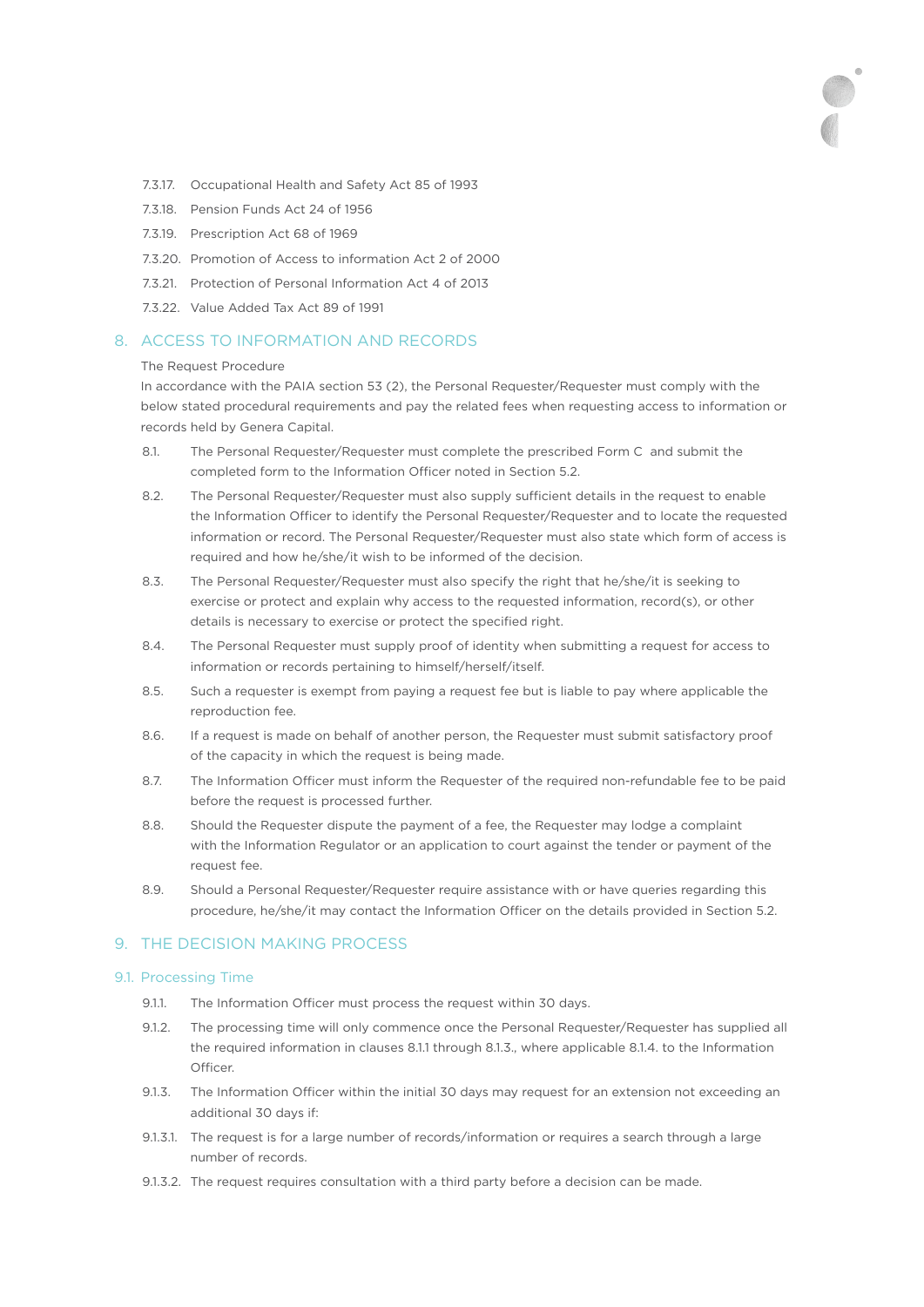7.3.17. Occupational Health and Safety Act 85 of 1993

7.3.18. Pension Funds Act 24 of 1956

7.3.19. Prescription Act 68 of 1969

7.3.20. Promotion of Access to information Act 2 of 2000

7.3.21. Protection of Personal Information Act 4 of 2013

7.3.22. Value Added Tax Act 89 of 1991

## 8. ACCESS TO INFORMATION AND RECORDS

The Request Procedure

In accordance with the PAIA section 53 (2), the Personal Requester/Requester must comply with the below stated procedural requirements and pay the related fees when requesting access to information or records held by Genera Capital.

8.1. The Personal Requester/Requester must complete the prescribed Form C and submit the completed form to the Information Officer noted in Section 5.2.

8.2. The Personal Requester/Requester must also supply sufficient details in the request to enable the Information Officer to identify the Personal Requester/Requester and to locate the requested information or record. The Personal Requester/Requester must also state which form of access is required and how he/she/it wish to be informed of the decision.

8.3. The Personal Requester/Requester must also specify the right that he/she/it is seeking to exercise or protect and explain why access to the requested information, record(s), or other details is necessary to exercise or protect the specified right.

8.4. The Personal Requester must supply proof of identity when submitting a request for access to information or records pertaining to himself/herself/itself.

8.5. Such a requester is exempt from paying a request fee but is liable to pay where applicable the reproduction fee.

8.6. If a request is made on behalf of another person, the Requester must submit satisfactory proof of the capacity in which the request is being made.

8.7. The Information Officer must inform the Requester of the required non-refundable fee to be paid before the request is processed further.

8.8. Should the Requester dispute the payment of a fee, the Requester may lodge a complaint with the Information Regulator or an application to court against the tender or payment of the request fee.

8.9. Should a Personal Requester/Requester require assistance with or have queries regarding this procedure, he/she/it may contact the Information Officer on the details provided in Section 5.2.

## 9. THE DECISION MAKING PROCESS

### 9.1. Processing Time

9.1.1. The Information Officer must process the request within 30 days.

9.1.2. The processing time will only commence once the Personal Requester/Requester has supplied all the required information in clauses 8.1.1 through 8.1.3., where applicable 8.1.4. to the Information Officer.

9.1.3. The Information Officer within the initial 30 days may request for an extension not exceeding an additional 30 days if:

9.1.3.1. The request is for a large number of records/information or requires a search through a large number of records.

9.1.3.2. The request requires consultation with a third party before a decision can be made.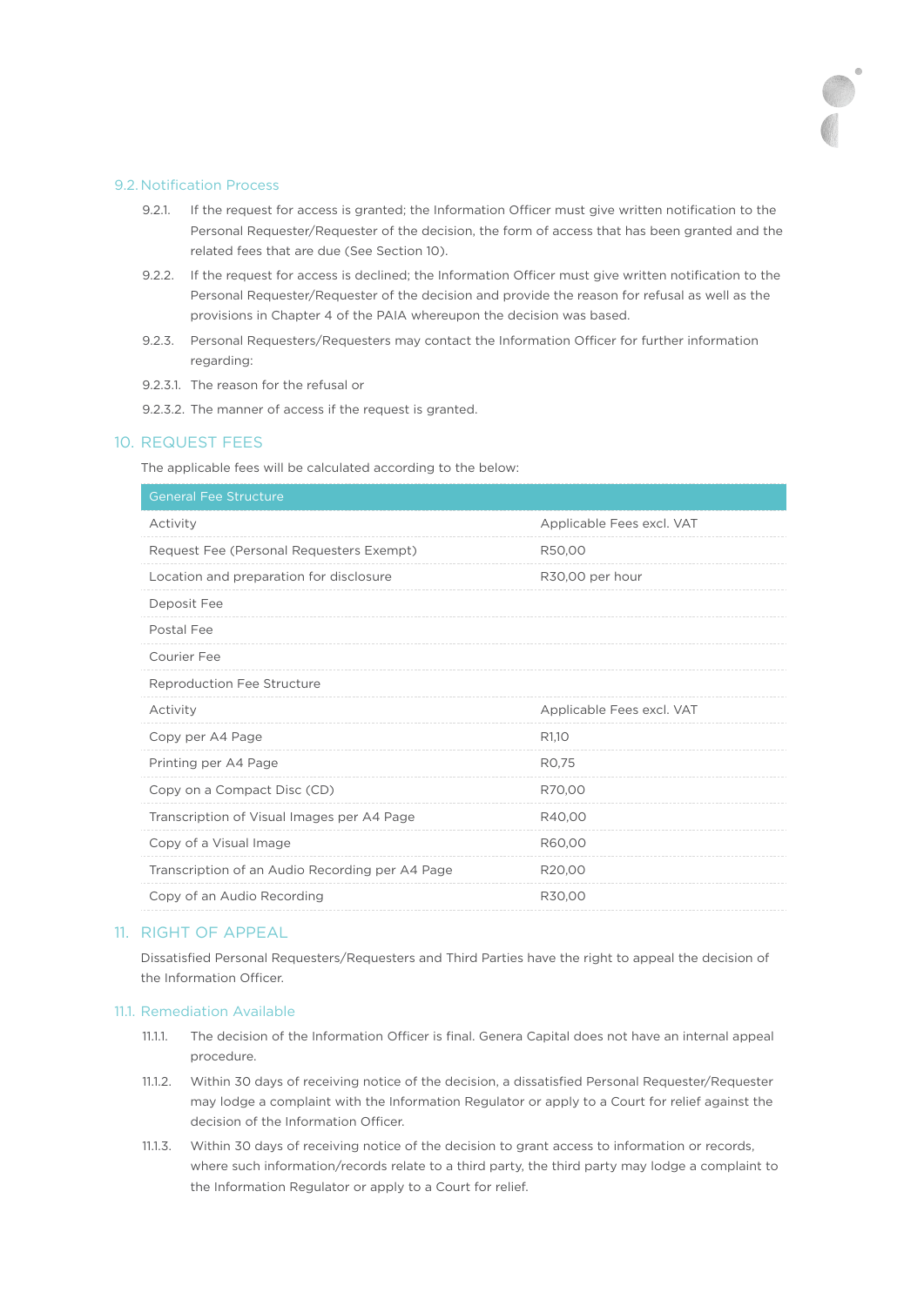### 9.2. Notification Process

9.2.1. If the request for access is granted; the Information Officer must give written notification to the Personal Requester/Requester of the decision, the form of access that has been granted and the related fees that are due (See Section 10).

9.2.2. If the request for access is declined; the Information Officer must give written notification to the Personal Requester/Requester of the decision and provide the reason for refusal as well as the provisions in Chapter 4 of the PAIA whereupon the decision was based.

9.2.3. Personal Requesters/Requesters may contact the Information Officer for further information regarding:

9.2.3.1. The reason for the refusal or

9.2.3.2. The manner of access if the request is granted.

## 10. REQUEST FEES

The applicable fees will be calculated according to the below:

| General Fee Structure | |
|---|---|
| Activity | Applicable Fees excl. VAT |
| Request Fee (Personal Requesters Exempt) | R50,00 |
| Location and preparation for disclosure | R30,00 per hour |
| Deposit Fee | |
| Postal Fee | |
| Courier Fee | |
| Reproduction Fee Structure | |
| Activity | Applicable Fees excl. VAT |
| Copy per A4 Page | R1,10 |
| Printing per A4 Page | R0,75 |
| Copy on a Compact Disc (CD) | R70,00 |
| Transcription of Visual Images per A4 Page | R40,00 |
| Copy of a Visual Image | R60,00 |
| Transcription of an Audio Recording per A4 Page | R20,00 |
| Copy of an Audio Recording | R30,00 |

## 11. RIGHT OF APPEAL

Dissatisfied Personal Requesters/Requesters and Third Parties have the right to appeal the decision of the Information Officer.

### 11.1. Remediation Available

11.1.1. The decision of the Information Officer is final. Genera Capital does not have an internal appeal procedure.

11.1.2. Within 30 days of receiving notice of the decision, a dissatisfied Personal Requester/Requester may lodge a complaint with the Information Regulator or apply to a Court for relief against the decision of the Information Officer.

11.1.3. Within 30 days of receiving notice of the decision to grant access to information or records, where such information/records relate to a third party, the third party may lodge a complaint to the Information Regulator or apply to a Court for relief.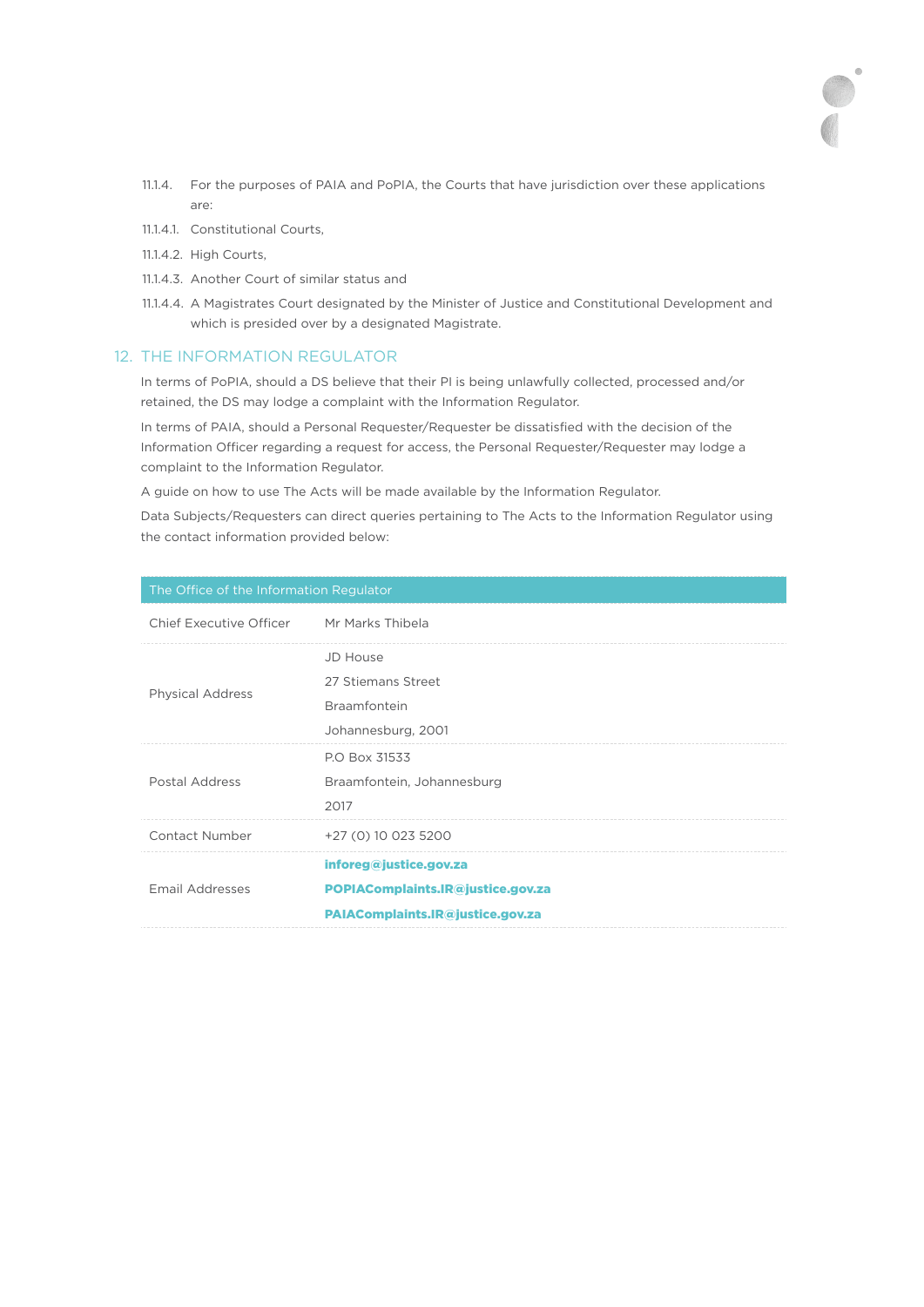11.1.4. For the purposes of PAIA and PoPIA, the Courts that have jurisdiction over these applications are:

11.1.4.1. Constitutional Courts,

11.1.4.2. High Courts,

11.1.4.3. Another Court of similar status and

11.1.4.4. A Magistrates Court designated by the Minister of Justice and Constitutional Development and which is presided over by a designated Magistrate.

## 12. THE INFORMATION REGULATOR

In terms of PoPIA, should a DS believe that their PI is being unlawfully collected, processed and/or retained, the DS may lodge a complaint with the Information Regulator.

In terms of PAIA, should a Personal Requester/Requester be dissatisfied with the decision of the Information Officer regarding a request for access, the Personal Requester/Requester may lodge a complaint to the Information Regulator.

A guide on how to use The Acts will be made available by the Information Regulator.

Data Subjects/Requesters can direct queries pertaining to The Acts to the Information Regulator using the contact information provided below:

| The Office of the Information Regulator | |
|---|---|
| Chief Executive Officer | Mr Marks Thibela |
| Physical Address | JD House<br>27 Stiemans Street<br>Braamfontein<br>Johannesburg, 2001 |
| Postal Address | P.O Box 31533<br>Braamfontein, Johannesburg<br>2017 |
| Contact Number | +27 (0) 10 023 5200 |
| Email Addresses | **inforeg@justice.gov.za**<br>**POPIAComplaints.IR@justice.gov.za**<br>**PAIAComplaints.IR@justice.gov.za** |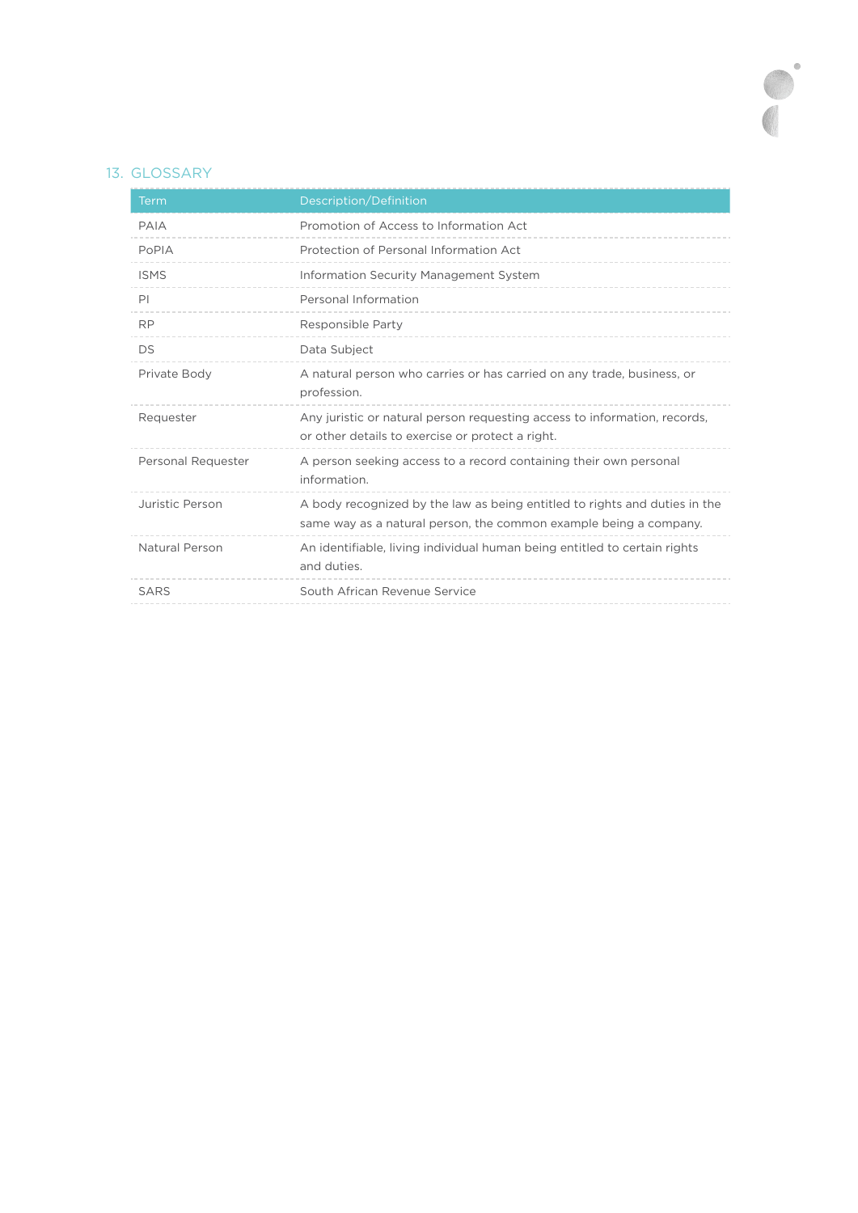## 13. GLOSSARY

| Term | Description/Definition |
|---|---|
| PAIA | Promotion of Access to Information Act |
| PoPIA | Protection of Personal Information Act |
| ISMS | Information Security Management System |
| PI | Personal Information |
| RP | Responsible Party |
| DS | Data Subject |
| Private Body | A natural person who carries or has carried on any trade, business, or profession. |
| Requester | Any juristic or natural person requesting access to information, records, or other details to exercise or protect a right. |
| Personal Requester | A person seeking access to a record containing their own personal information. |
| Juristic Person | A body recognized by the law as being entitled to rights and duties in the same way as a natural person, the common example being a company. |
| Natural Person | An identifiable, living individual human being entitled to certain rights and duties. |
| SARS | South African Revenue Service |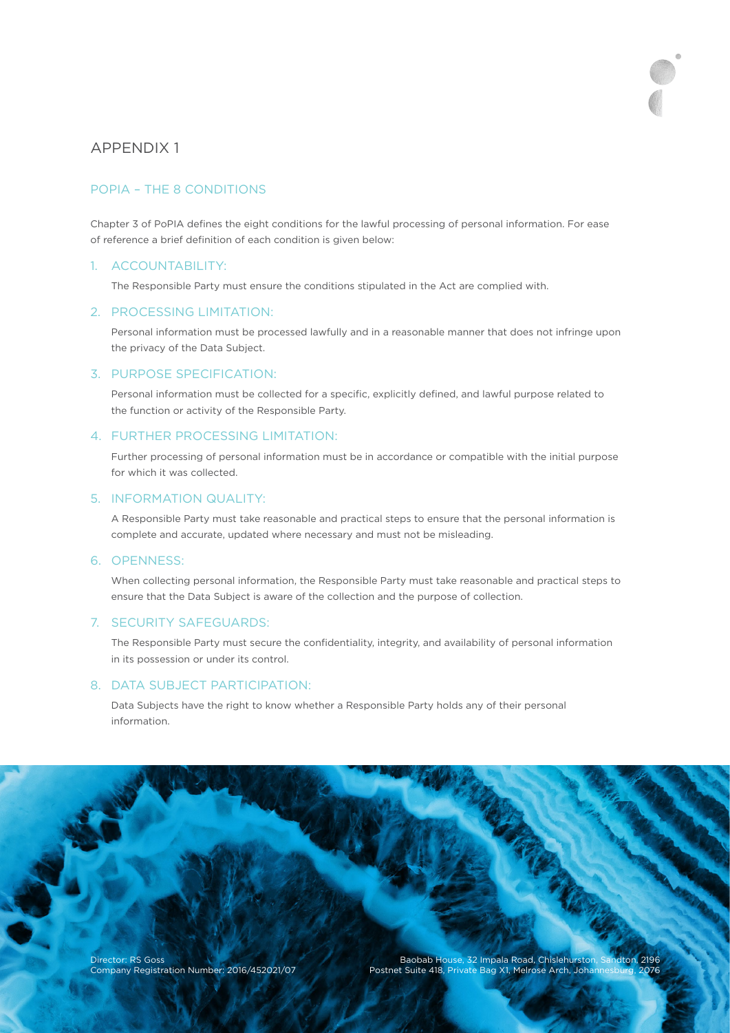# APPENDIX 1

## POPIA – THE 8 CONDITIONS

Chapter 3 of PoPIA defines the eight conditions for the lawful processing of personal information. For ease of reference a brief definition of each condition is given below:

### 1. ACCOUNTABILITY:

The Responsible Party must ensure the conditions stipulated in the Act are complied with.

### 2. PROCESSING LIMITATION:

Personal information must be processed lawfully and in a reasonable manner that does not infringe upon the privacy of the Data Subject.

### 3. PURPOSE SPECIFICATION:

Personal information must be collected for a specific, explicitly defined, and lawful purpose related to the function or activity of the Responsible Party.

### 4. FURTHER PROCESSING LIMITATION:

Further processing of personal information must be in accordance or compatible with the initial purpose for which it was collected.

### 5. INFORMATION QUALITY:

A Responsible Party must take reasonable and practical steps to ensure that the personal information is complete and accurate, updated where necessary and must not be misleading.

### 6. OPENNESS:

When collecting personal information, the Responsible Party must take reasonable and practical steps to ensure that the Data Subject is aware of the collection and the purpose of collection.

### 7. SECURITY SAFEGUARDS:

The Responsible Party must secure the confidentiality, integrity, and availability of personal information in its possession or under its control.

### 8. DATA SUBJECT PARTICIPATION:

Data Subjects have the right to know whether a Responsible Party holds any of their personal information.

Director: RS Goss
Company Registration Number: 2016/452021/07

Baobab House, 32 Impala Road, Chislehurston, Sandton, 2196
Postnet Suite 418, Private Bag X1, Melrose Arch, Johannesburg, 2076